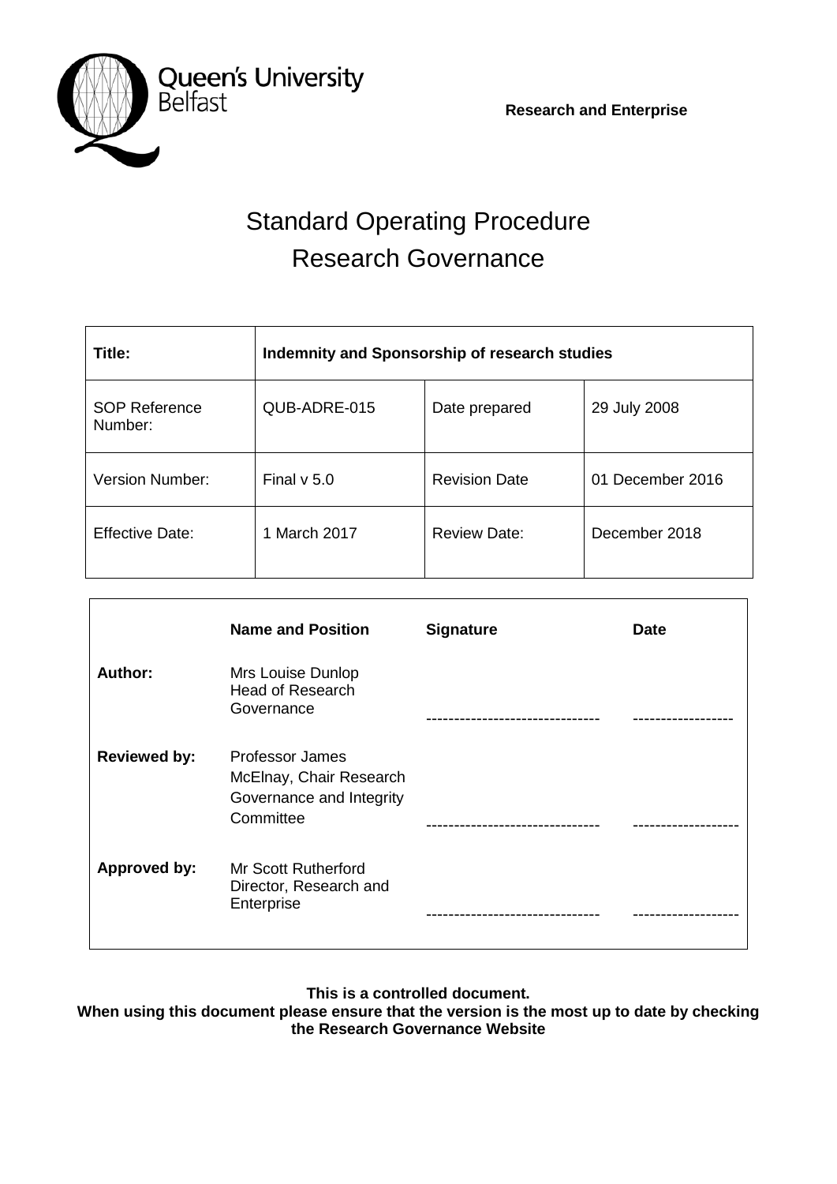Queen's University Belfast

**Research and Enterprise**

# Standard Operating Procedure
# Research Governance

| **Title:** | **Indemnity and Sponsorship of research studies** | | |
|---|---|---|---|
| SOP Reference Number: | QUB-ADRE-015 | Date prepared | 29 July 2008 |
| Version Number: | Final v 5.0 | Revision Date | 01 December 2016 |
| Effective Date: | 1 March 2017 | Review Date: | December 2018 |

| | **Name and Position** | **Signature** | **Date** |
|---|---|---|---|
| **Author:** | Mrs Louise Dunlop Head of Research Governance | ------------------------------ | ------------------ |
| **Reviewed by:** | Professor James McElnay, Chair Research Governance and Integrity Committee | ------------------------------ | ------------------ |
| **Approved by:** | Mr Scott Rutherford Director, Research and Enterprise | ------------------------------ | ------------------ |

**This is a controlled document.**
**When using this document please ensure that the version is the most up to date by checking the Research Governance Website**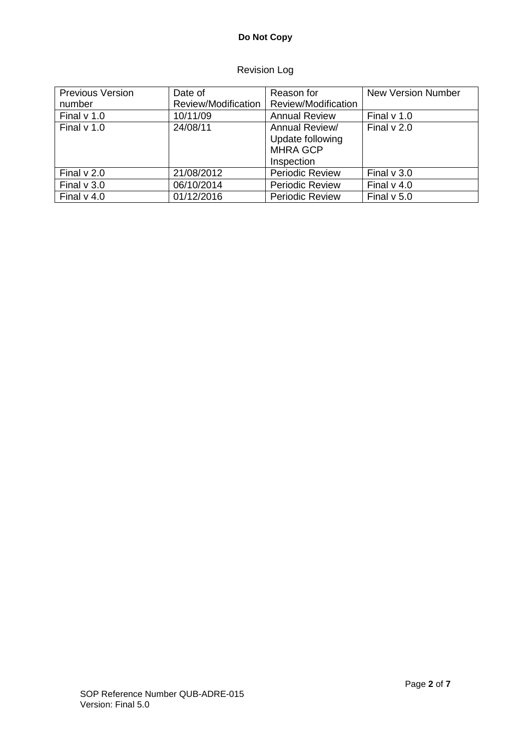Revision Log

| Previous Version number | Date of Review/Modification | Reason for Review/Modification | New Version Number |
| --- | --- | --- | --- |
| Final v 1.0 | 10/11/09 | Annual Review | Final v 1.0 |
| Final v 1.0 | 24/08/11 | Annual Review/ Update following MHRA GCP Inspection | Final v 2.0 |
| Final v 2.0 | 21/08/2012 | Periodic Review | Final v 3.0 |
| Final v 3.0 | 06/10/2014 | Periodic Review | Final v 4.0 |
| Final v 4.0 | 01/12/2016 | Periodic Review | Final v 5.0 |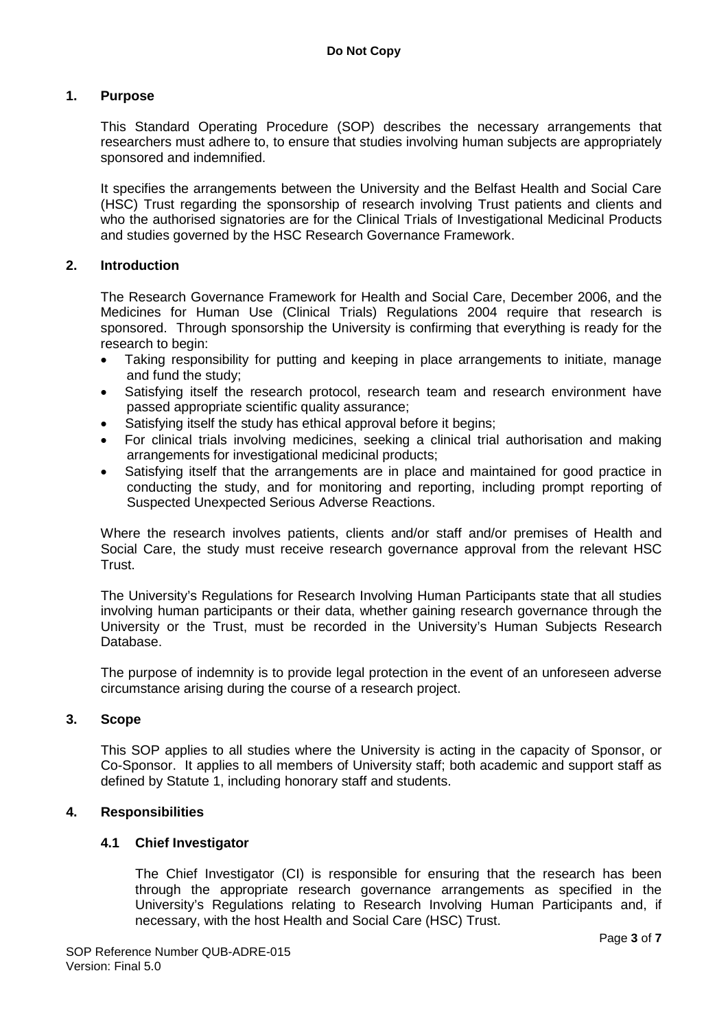## 1. Purpose

This Standard Operating Procedure (SOP) describes the necessary arrangements that researchers must adhere to, to ensure that studies involving human subjects are appropriately sponsored and indemnified.

It specifies the arrangements between the University and the Belfast Health and Social Care (HSC) Trust regarding the sponsorship of research involving Trust patients and clients and who the authorised signatories are for the Clinical Trials of Investigational Medicinal Products and studies governed by the HSC Research Governance Framework.

## 2. Introduction

The Research Governance Framework for Health and Social Care, December 2006, and the Medicines for Human Use (Clinical Trials) Regulations 2004 require that research is sponsored. Through sponsorship the University is confirming that everything is ready for the research to begin:

- Taking responsibility for putting and keeping in place arrangements to initiate, manage and fund the study;
- Satisfying itself the research protocol, research team and research environment have passed appropriate scientific quality assurance;
- Satisfying itself the study has ethical approval before it begins;
- For clinical trials involving medicines, seeking a clinical trial authorisation and making arrangements for investigational medicinal products;
- Satisfying itself that the arrangements are in place and maintained for good practice in conducting the study, and for monitoring and reporting, including prompt reporting of Suspected Unexpected Serious Adverse Reactions.

Where the research involves patients, clients and/or staff and/or premises of Health and Social Care, the study must receive research governance approval from the relevant HSC Trust.

The University's Regulations for Research Involving Human Participants state that all studies involving human participants or their data, whether gaining research governance through the University or the Trust, must be recorded in the University's Human Subjects Research Database.

The purpose of indemnity is to provide legal protection in the event of an unforeseen adverse circumstance arising during the course of a research project.

## 3. Scope

This SOP applies to all studies where the University is acting in the capacity of Sponsor, or Co-Sponsor. It applies to all members of University staff; both academic and support staff as defined by Statute 1, including honorary staff and students.

## 4. Responsibilities

### 4.1 Chief Investigator

The Chief Investigator (CI) is responsible for ensuring that the research has been through the appropriate research governance arrangements as specified in the University's Regulations relating to Research Involving Human Participants and, if necessary, with the host Health and Social Care (HSC) Trust.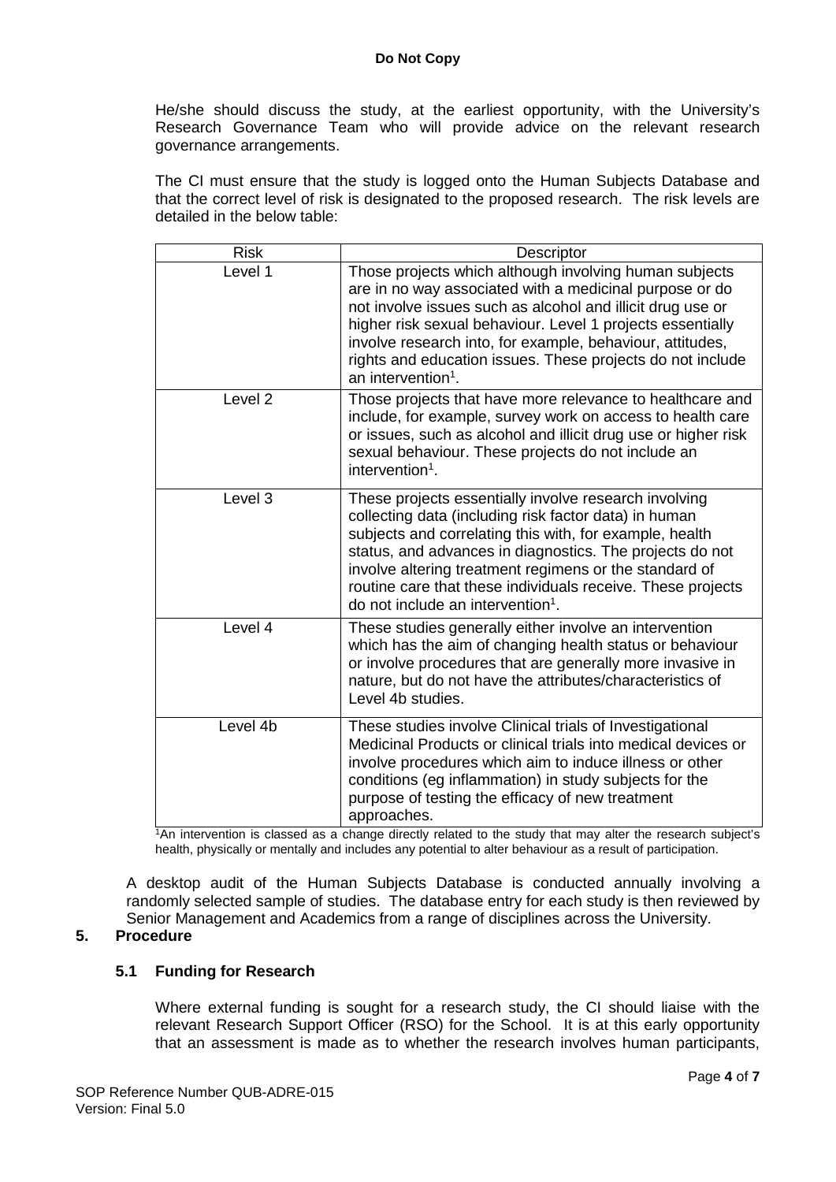He/she should discuss the study, at the earliest opportunity, with the University's Research Governance Team who will provide advice on the relevant research governance arrangements.

The CI must ensure that the study is logged onto the Human Subjects Database and that the correct level of risk is designated to the proposed research. The risk levels are detailed in the below table:

| Risk | Descriptor |
|---|---|
| Level 1 | Those projects which although involving human subjects are in no way associated with a medicinal purpose or do not involve issues such as alcohol and illicit drug use or higher risk sexual behaviour. Level 1 projects essentially involve research into, for example, behaviour, attitudes, rights and education issues. These projects do not include an intervention[1]. |
| Level 2 | Those projects that have more relevance to healthcare and include, for example, survey work on access to health care or issues, such as alcohol and illicit drug use or higher risk sexual behaviour. These projects do not include an intervention[1]. |
| Level 3 | These projects essentially involve research involving collecting data (including risk factor data) in human subjects and correlating this with, for example, health status, and advances in diagnostics. The projects do not involve altering treatment regimens or the standard of routine care that these individuals receive. These projects do not include an intervention[1]. |
| Level 4 | These studies generally either involve an intervention which has the aim of changing health status or behaviour or involve procedures that are generally more invasive in nature, but do not have the attributes/characteristics of Level 4b studies. |
| Level 4b | These studies involve Clinical trials of Investigational Medicinal Products or clinical trials into medical devices or involve procedures which aim to induce illness or other conditions (eg inflammation) in study subjects for the purpose of testing the efficacy of new treatment approaches. |

[1]An intervention is classed as a change directly related to the study that may alter the research subject's health, physically or mentally and includes any potential to alter behaviour as a result of participation.

A desktop audit of the Human Subjects Database is conducted annually involving a randomly selected sample of studies. The database entry for each study is then reviewed by Senior Management and Academics from a range of disciplines across the University.

## 5. Procedure

### 5.1 Funding for Research

Where external funding is sought for a research study, the CI should liaise with the relevant Research Support Officer (RSO) for the School. It is at this early opportunity that an assessment is made as to whether the research involves human participants,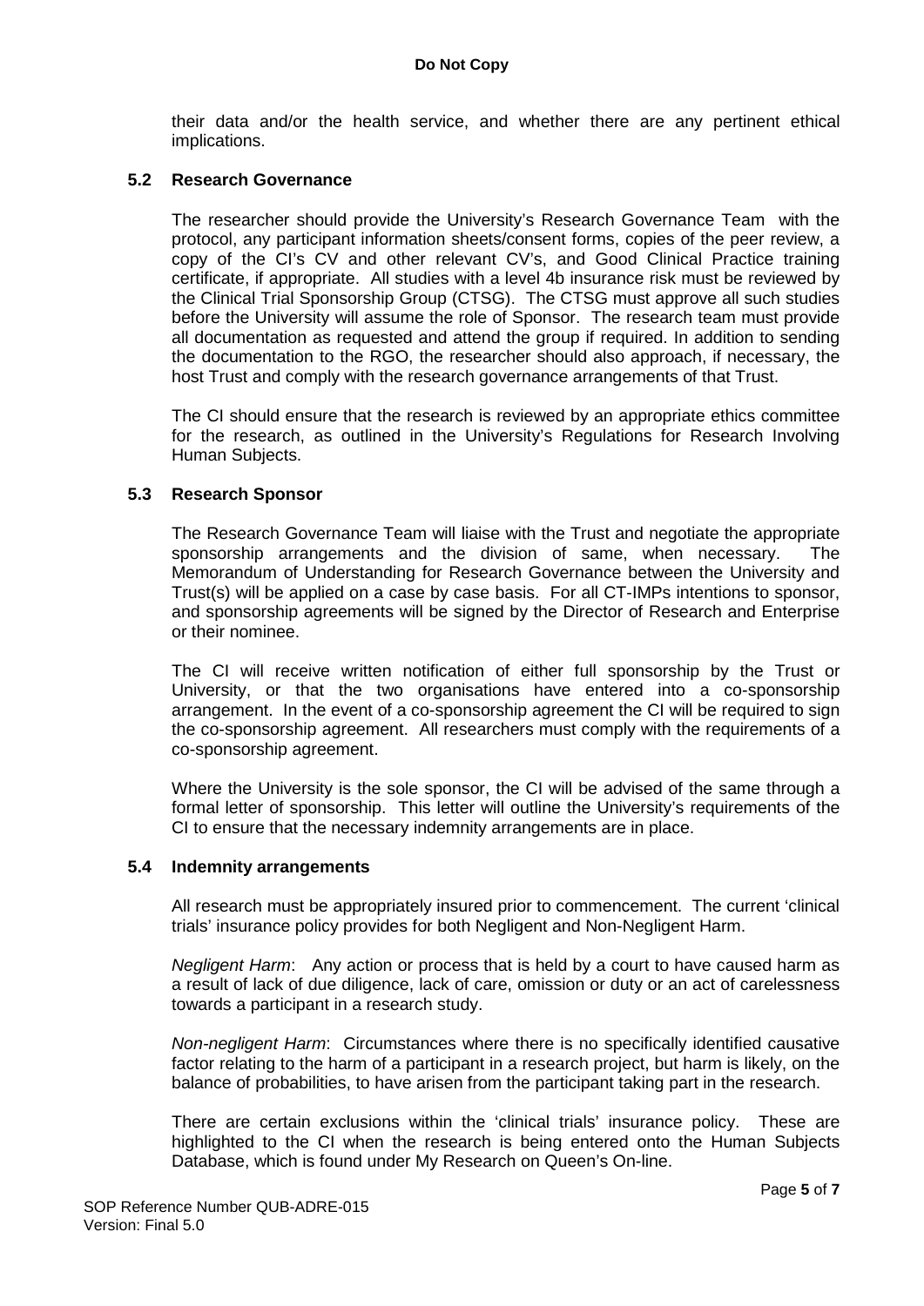their data and/or the health service, and whether there are any pertinent ethical implications.

### 5.2 Research Governance

The researcher should provide the University's Research Governance Team with the protocol, any participant information sheets/consent forms, copies of the peer review, a copy of the CI's CV and other relevant CV's, and Good Clinical Practice training certificate, if appropriate. All studies with a level 4b insurance risk must be reviewed by the Clinical Trial Sponsorship Group (CTSG). The CTSG must approve all such studies before the University will assume the role of Sponsor. The research team must provide all documentation as requested and attend the group if required. In addition to sending the documentation to the RGO, the researcher should also approach, if necessary, the host Trust and comply with the research governance arrangements of that Trust.

The CI should ensure that the research is reviewed by an appropriate ethics committee for the research, as outlined in the University's Regulations for Research Involving Human Subjects.

### 5.3 Research Sponsor

The Research Governance Team will liaise with the Trust and negotiate the appropriate sponsorship arrangements and the division of same, when necessary. The Memorandum of Understanding for Research Governance between the University and Trust(s) will be applied on a case by case basis. For all CT-IMPs intentions to sponsor, and sponsorship agreements will be signed by the Director of Research and Enterprise or their nominee.

The CI will receive written notification of either full sponsorship by the Trust or University, or that the two organisations have entered into a co-sponsorship arrangement. In the event of a co-sponsorship agreement the CI will be required to sign the co-sponsorship agreement. All researchers must comply with the requirements of a co-sponsorship agreement.

Where the University is the sole sponsor, the CI will be advised of the same through a formal letter of sponsorship. This letter will outline the University's requirements of the CI to ensure that the necessary indemnity arrangements are in place.

### 5.4 Indemnity arrangements

All research must be appropriately insured prior to commencement. The current 'clinical trials' insurance policy provides for both Negligent and Non-Negligent Harm.

*Negligent Harm*: Any action or process that is held by a court to have caused harm as a result of lack of due diligence, lack of care, omission or duty or an act of carelessness towards a participant in a research study.

*Non-negligent Harm*: Circumstances where there is no specifically identified causative factor relating to the harm of a participant in a research project, but harm is likely, on the balance of probabilities, to have arisen from the participant taking part in the research.

There are certain exclusions within the 'clinical trials' insurance policy. These are highlighted to the CI when the research is being entered onto the Human Subjects Database, which is found under My Research on Queen's On-line.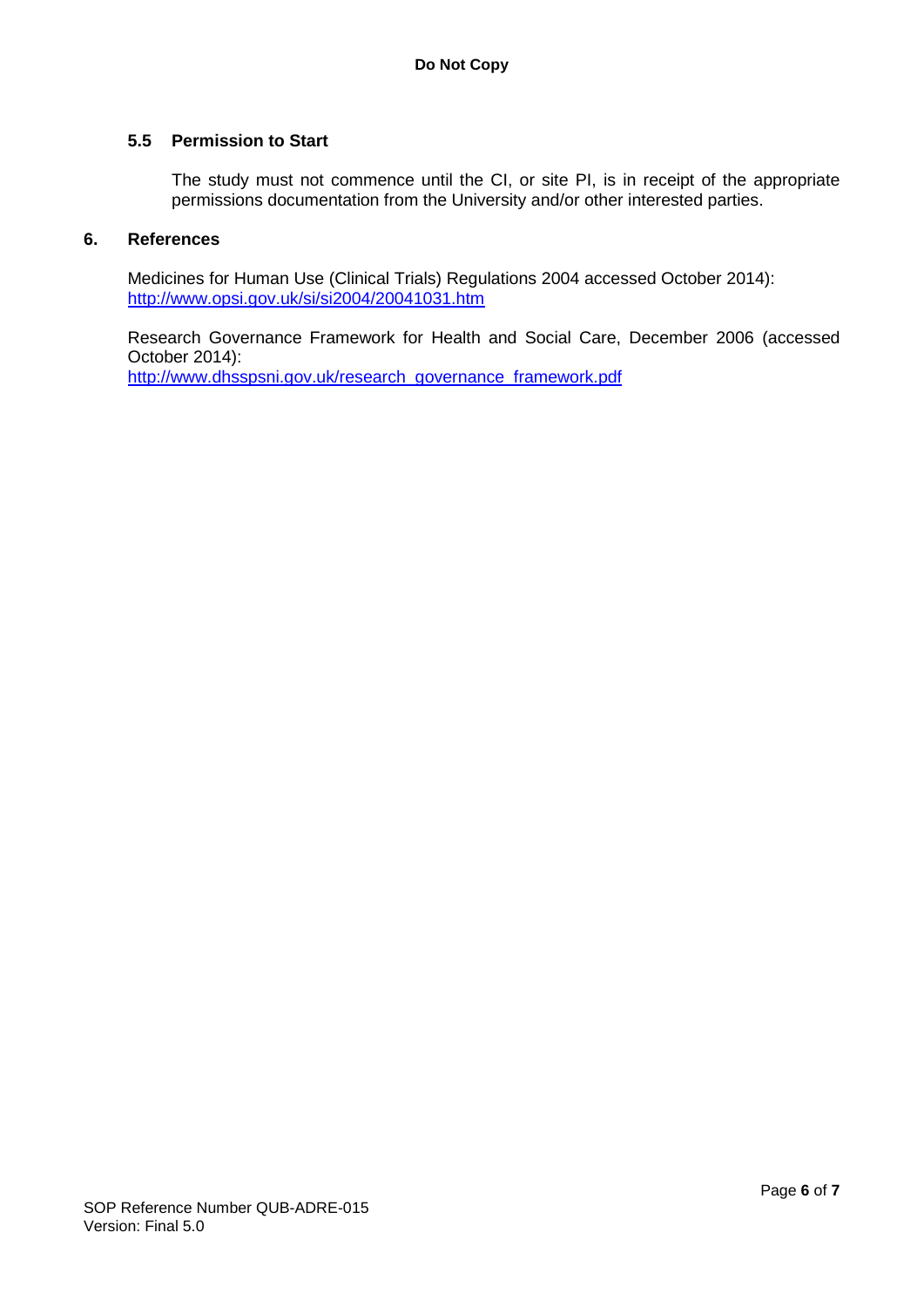### 5.5 Permission to Start

The study must not commence until the CI, or site PI, is in receipt of the appropriate permissions documentation from the University and/or other interested parties.

## 6. References

Medicines for Human Use (Clinical Trials) Regulations 2004 accessed October 2014): http://www.opsi.gov.uk/si/si2004/20041031.htm

Research Governance Framework for Health and Social Care, December 2006 (accessed October 2014): http://www.dhsspsni.gov.uk/research_governance_framework.pdf